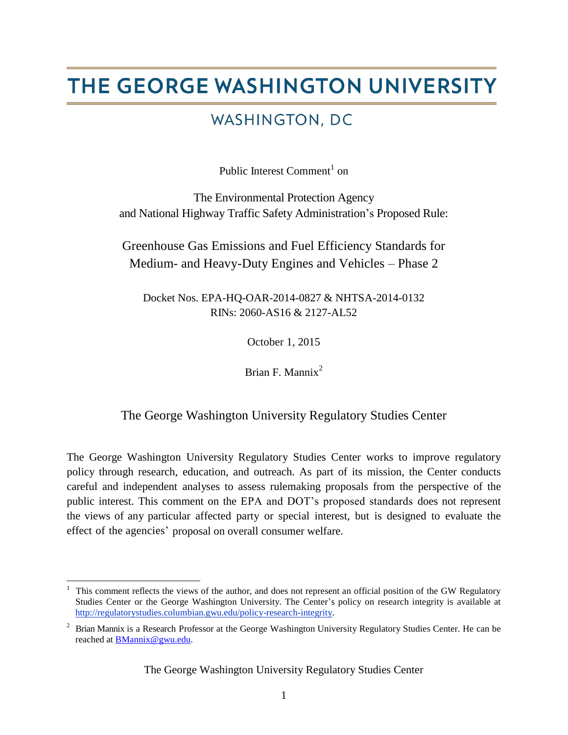# THE GEORGE WASHINGTON UNIVERSITY

## WASHINGTON, DC

Public Interest Comment[1] on

The Environmental Protection Agency
and National Highway Traffic Safety Administration's Proposed Rule:

Greenhouse Gas Emissions and Fuel Efficiency Standards for Medium- and Heavy-Duty Engines and Vehicles – Phase 2

Docket Nos. EPA-HQ-OAR-2014-0827 & NHTSA-2014-0132
RINs: 2060-AS16 & 2127-AL52

October 1, 2015

Brian F. Mannix[2]

The George Washington University Regulatory Studies Center

The George Washington University Regulatory Studies Center works to improve regulatory policy through research, education, and outreach. As part of its mission, the Center conducts careful and independent analyses to assess rulemaking proposals from the perspective of the public interest. This comment on the EPA and DOT's proposed standards does not represent the views of any particular affected party or special interest, but is designed to evaluate the effect of the agencies' proposal on overall consumer welfare.

---

[1] This comment reflects the views of the author, and does not represent an official position of the GW Regulatory Studies Center or the George Washington University. The Center's policy on research integrity is available at http://regulatorystudies.columbian.gwu.edu/policy-research-integrity.

[2] Brian Mannix is a Research Professor at the George Washington University Regulatory Studies Center. He can be reached at BMannix@gwu.edu.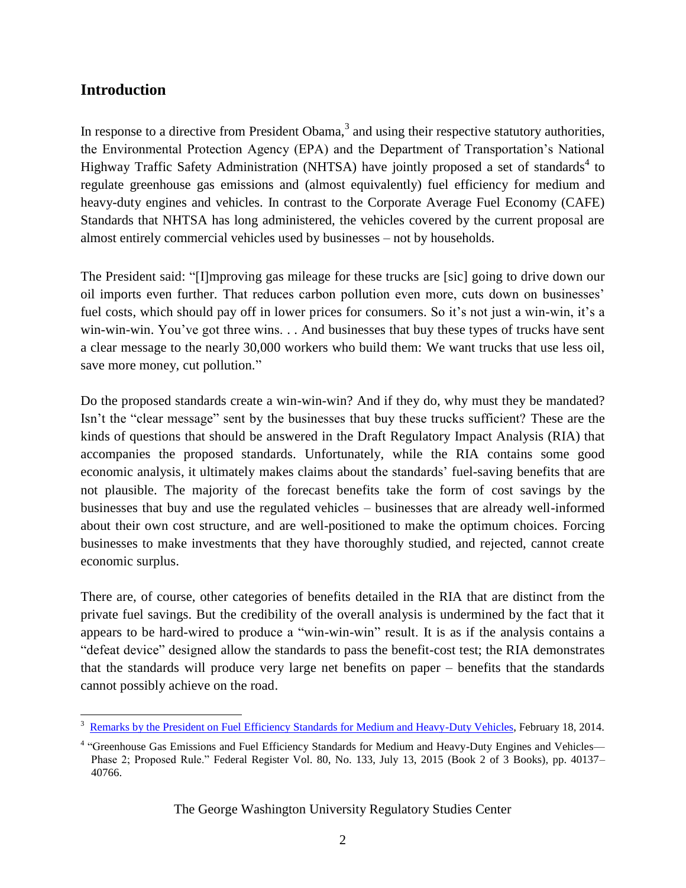## Introduction

In response to a directive from President Obama,[3] and using their respective statutory authorities, the Environmental Protection Agency (EPA) and the Department of Transportation's National Highway Traffic Safety Administration (NHTSA) have jointly proposed a set of standards[4] to regulate greenhouse gas emissions and (almost equivalently) fuel efficiency for medium and heavy-duty engines and vehicles. In contrast to the Corporate Average Fuel Economy (CAFE) Standards that NHTSA has long administered, the vehicles covered by the current proposal are almost entirely commercial vehicles used by businesses – not by households.

The President said: "[I]mproving gas mileage for these trucks are [sic] going to drive down our oil imports even further. That reduces carbon pollution even more, cuts down on businesses' fuel costs, which should pay off in lower prices for consumers. So it's not just a win-win, it's a win-win-win. You've got three wins. . . And businesses that buy these types of trucks have sent a clear message to the nearly 30,000 workers who build them: We want trucks that use less oil, save more money, cut pollution."

Do the proposed standards create a win-win-win? And if they do, why must they be mandated? Isn't the "clear message" sent by the businesses that buy these trucks sufficient? These are the kinds of questions that should be answered in the Draft Regulatory Impact Analysis (RIA) that accompanies the proposed standards. Unfortunately, while the RIA contains some good economic analysis, it ultimately makes claims about the standards' fuel-saving benefits that are not plausible. The majority of the forecast benefits take the form of cost savings by the businesses that buy and use the regulated vehicles – businesses that are already well-informed about their own cost structure, and are well-positioned to make the optimum choices. Forcing businesses to make investments that they have thoroughly studied, and rejected, cannot create economic surplus.

There are, of course, other categories of benefits detailed in the RIA that are distinct from the private fuel savings. But the credibility of the overall analysis is undermined by the fact that it appears to be hard-wired to produce a "win-win-win" result. It is as if the analysis contains a "defeat device" designed allow the standards to pass the benefit-cost test; the RIA demonstrates that the standards will produce very large net benefits on paper – benefits that the standards cannot possibly achieve on the road.

---

[3] Remarks by the President on Fuel Efficiency Standards for Medium and Heavy-Duty Vehicles, February 18, 2014.

[4] "Greenhouse Gas Emissions and Fuel Efficiency Standards for Medium and Heavy-Duty Engines and Vehicles—Phase 2; Proposed Rule." Federal Register Vol. 80, No. 133, July 13, 2015 (Book 2 of 3 Books), pp. 40137–40766.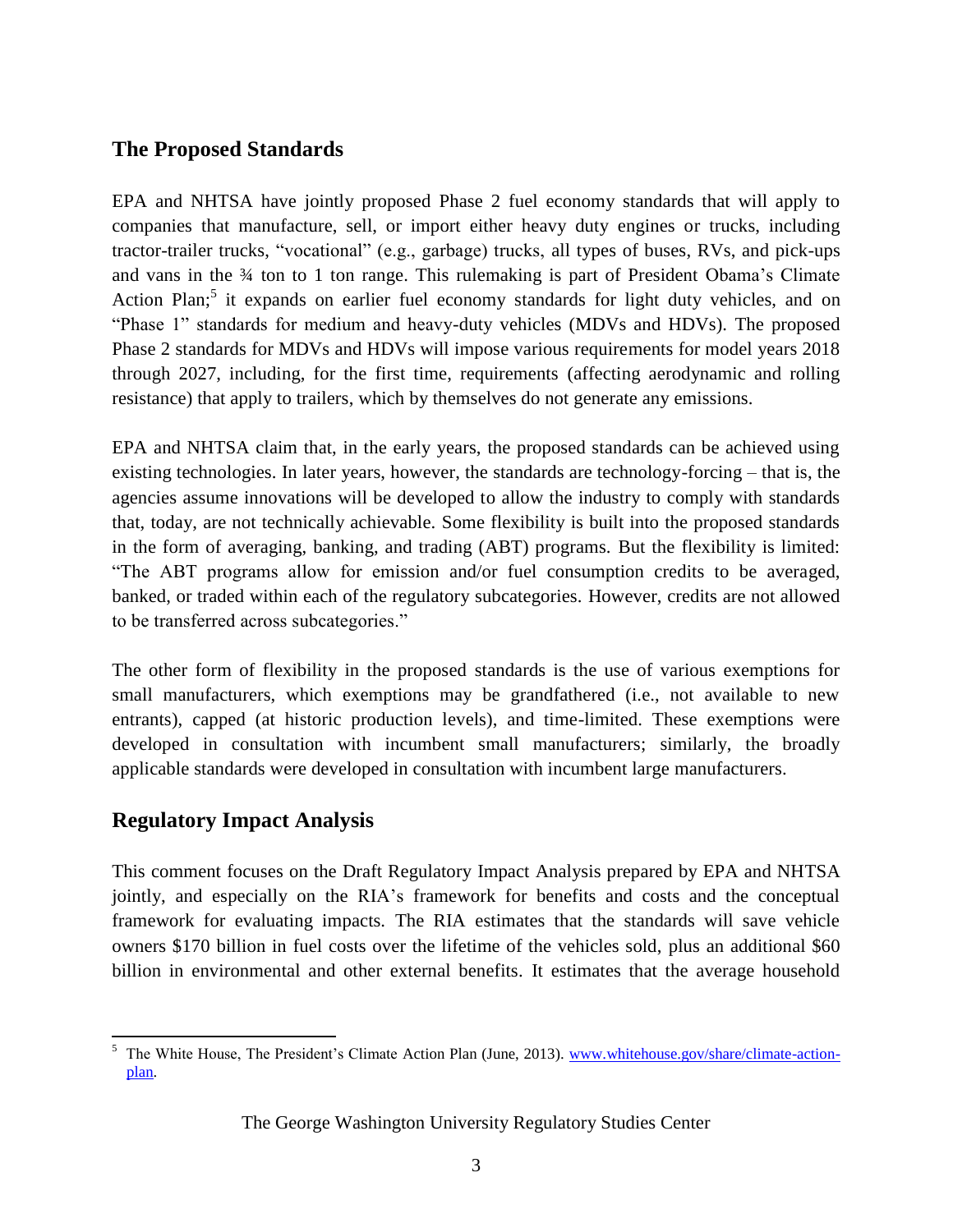## The Proposed Standards

EPA and NHTSA have jointly proposed Phase 2 fuel economy standards that will apply to companies that manufacture, sell, or import either heavy duty engines or trucks, including tractor-trailer trucks, "vocational" (e.g., garbage) trucks, all types of buses, RVs, and pick-ups and vans in the ¾ ton to 1 ton range. This rulemaking is part of President Obama's Climate Action Plan;[5] it expands on earlier fuel economy standards for light duty vehicles, and on "Phase 1" standards for medium and heavy-duty vehicles (MDVs and HDVs). The proposed Phase 2 standards for MDVs and HDVs will impose various requirements for model years 2018 through 2027, including, for the first time, requirements (affecting aerodynamic and rolling resistance) that apply to trailers, which by themselves do not generate any emissions.

EPA and NHTSA claim that, in the early years, the proposed standards can be achieved using existing technologies. In later years, however, the standards are technology-forcing – that is, the agencies assume innovations will be developed to allow the industry to comply with standards that, today, are not technically achievable. Some flexibility is built into the proposed standards in the form of averaging, banking, and trading (ABT) programs. But the flexibility is limited: "The ABT programs allow for emission and/or fuel consumption credits to be averaged, banked, or traded within each of the regulatory subcategories. However, credits are not allowed to be transferred across subcategories."

The other form of flexibility in the proposed standards is the use of various exemptions for small manufacturers, which exemptions may be grandfathered (i.e., not available to new entrants), capped (at historic production levels), and time-limited. These exemptions were developed in consultation with incumbent small manufacturers; similarly, the broadly applicable standards were developed in consultation with incumbent large manufacturers.

## Regulatory Impact Analysis

This comment focuses on the Draft Regulatory Impact Analysis prepared by EPA and NHTSA jointly, and especially on the RIA's framework for benefits and costs and the conceptual framework for evaluating impacts. The RIA estimates that the standards will save vehicle owners $170 billion in fuel costs over the lifetime of the vehicles sold, plus an additional $60 billion in environmental and other external benefits. It estimates that the average household

---

[5] The White House, The President's Climate Action Plan (June, 2013). www.whitehouse.gov/share/climate-action-plan.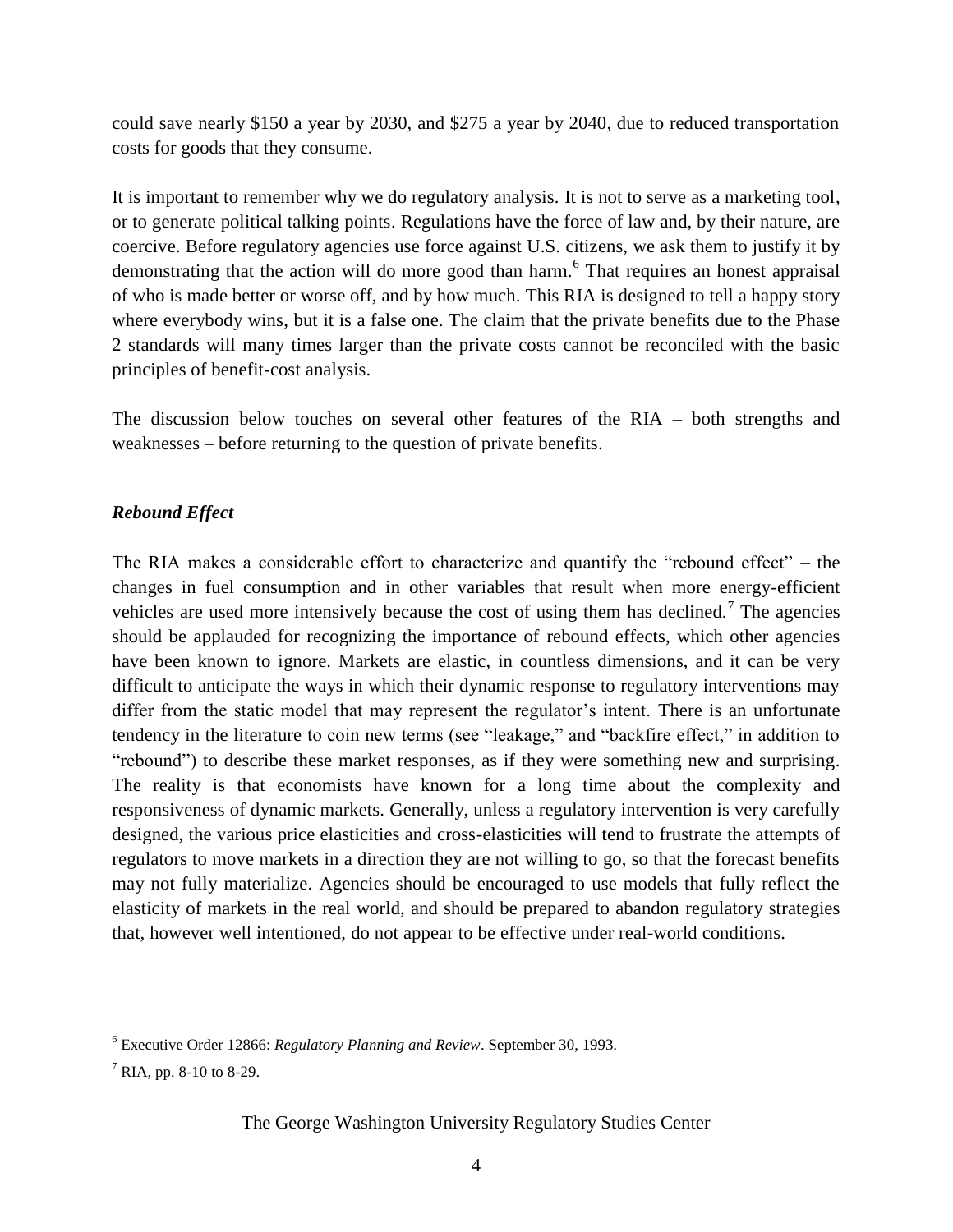could save nearly $150 a year by 2030, and $275 a year by 2040, due to reduced transportation costs for goods that they consume.

It is important to remember why we do regulatory analysis. It is not to serve as a marketing tool, or to generate political talking points. Regulations have the force of law and, by their nature, are coercive. Before regulatory agencies use force against U.S. citizens, we ask them to justify it by demonstrating that the action will do more good than harm.[6] That requires an honest appraisal of who is made better or worse off, and by how much. This RIA is designed to tell a happy story where everybody wins, but it is a false one. The claim that the private benefits due to the Phase 2 standards will many times larger than the private costs cannot be reconciled with the basic principles of benefit-cost analysis.

The discussion below touches on several other features of the RIA – both strengths and weaknesses – before returning to the question of private benefits.

### ***Rebound Effect***

The RIA makes a considerable effort to characterize and quantify the "rebound effect" – the changes in fuel consumption and in other variables that result when more energy-efficient vehicles are used more intensively because the cost of using them has declined.[7] The agencies should be applauded for recognizing the importance of rebound effects, which other agencies have been known to ignore. Markets are elastic, in countless dimensions, and it can be very difficult to anticipate the ways in which their dynamic response to regulatory interventions may differ from the static model that may represent the regulator's intent. There is an unfortunate tendency in the literature to coin new terms (see "leakage," and "backfire effect," in addition to "rebound") to describe these market responses, as if they were something new and surprising. The reality is that economists have known for a long time about the complexity and responsiveness of dynamic markets. Generally, unless a regulatory intervention is very carefully designed, the various price elasticities and cross-elasticities will tend to frustrate the attempts of regulators to move markets in a direction they are not willing to go, so that the forecast benefits may not fully materialize. Agencies should be encouraged to use models that fully reflect the elasticity of markets in the real world, and should be prepared to abandon regulatory strategies that, however well intentioned, do not appear to be effective under real-world conditions.

---

[6] Executive Order 12866: *Regulatory Planning and Review*. September 30, 1993.

[7] RIA, pp. 8-10 to 8-29.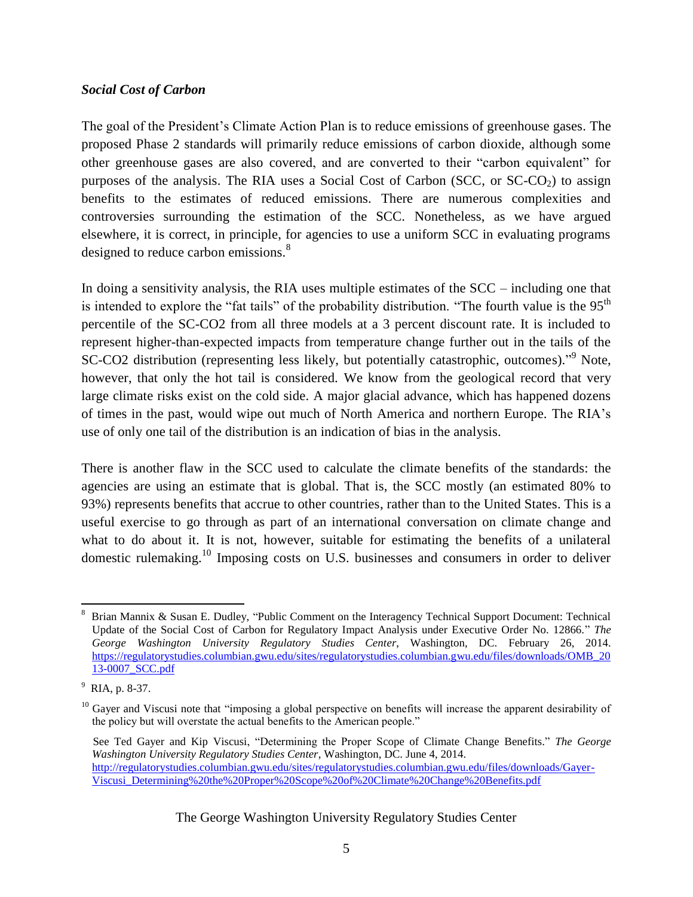***Social Cost of Carbon***

The goal of the President's Climate Action Plan is to reduce emissions of greenhouse gases. The proposed Phase 2 standards will primarily reduce emissions of carbon dioxide, although some other greenhouse gases are also covered, and are converted to their "carbon equivalent" for purposes of the analysis. The RIA uses a Social Cost of Carbon (SCC, or SC-$CO_2$) to assign benefits to the estimates of reduced emissions. There are numerous complexities and controversies surrounding the estimation of the SCC. Nonetheless, as we have argued elsewhere, it is correct, in principle, for agencies to use a uniform SCC in evaluating programs designed to reduce carbon emissions.[8]

In doing a sensitivity analysis, the RIA uses multiple estimates of the SCC – including one that is intended to explore the "fat tails" of the probability distribution. "The fourth value is the 95th percentile of the SC-CO2 from all three models at a 3 percent discount rate. It is included to represent higher-than-expected impacts from temperature change further out in the tails of the SC-CO2 distribution (representing less likely, but potentially catastrophic, outcomes)."[9] Note, however, that only the hot tail is considered. We know from the geological record that very large climate risks exist on the cold side. A major glacial advance, which has happened dozens of times in the past, would wipe out much of North America and northern Europe. The RIA's use of only one tail of the distribution is an indication of bias in the analysis.

There is another flaw in the SCC used to calculate the climate benefits of the standards: the agencies are using an estimate that is global. That is, the SCC mostly (an estimated 80% to 93%) represents benefits that accrue to other countries, rather than to the United States. This is a useful exercise to go through as part of an international conversation on climate change and what to do about it. It is not, however, suitable for estimating the benefits of a unilateral domestic rulemaking.[10] Imposing costs on U.S. businesses and consumers in order to deliver

---

[8] Brian Mannix & Susan E. Dudley, "Public Comment on the Interagency Technical Support Document: Technical Update of the Social Cost of Carbon for Regulatory Impact Analysis under Executive Order No. 12866." *The George Washington University Regulatory Studies Center*, Washington, DC. February 26, 2014. https://regulatorystudies.columbian.gwu.edu/sites/regulatorystudies.columbian.gwu.edu/files/downloads/OMB_2013-0007_SCC.pdf

[9] RIA, p. 8-37.

[10] Gayer and Viscusi note that "imposing a global perspective on benefits will increase the apparent desirability of the policy but will overstate the actual benefits to the American people."

See Ted Gayer and Kip Viscusi, "Determining the Proper Scope of Climate Change Benefits." *The George Washington University Regulatory Studies Center*, Washington, DC. June 4, 2014. http://regulatorystudies.columbian.gwu.edu/sites/regulatorystudies.columbian.gwu.edu/files/downloads/Gayer-Viscusi_Determining%20the%20Proper%20Scope%20of%20Climate%20Change%20Benefits.pdf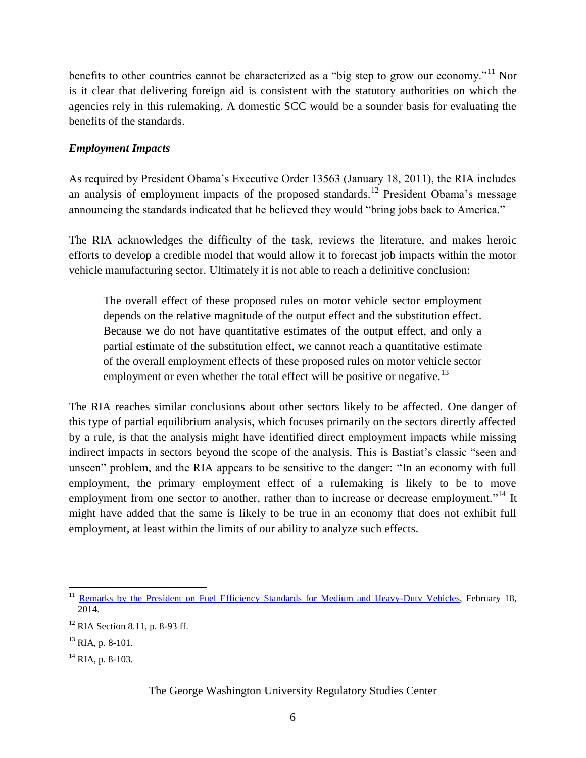benefits to other countries cannot be characterized as a "big step to grow our economy."[11] Nor is it clear that delivering foreign aid is consistent with the statutory authorities on which the agencies rely in this rulemaking. A domestic SCC would be a sounder basis for evaluating the benefits of the standards.

***Employment Impacts***

As required by President Obama's Executive Order 13563 (January 18, 2011), the RIA includes an analysis of employment impacts of the proposed standards.[12] President Obama's message announcing the standards indicated that he believed they would "bring jobs back to America."

The RIA acknowledges the difficulty of the task, reviews the literature, and makes heroic efforts to develop a credible model that would allow it to forecast job impacts within the motor vehicle manufacturing sector. Ultimately it is not able to reach a definitive conclusion:

> The overall effect of these proposed rules on motor vehicle sector employment depends on the relative magnitude of the output effect and the substitution effect. Because we do not have quantitative estimates of the output effect, and only a partial estimate of the substitution effect, we cannot reach a quantitative estimate of the overall employment effects of these proposed rules on motor vehicle sector employment or even whether the total effect will be positive or negative.[13]

The RIA reaches similar conclusions about other sectors likely to be affected. One danger of this type of partial equilibrium analysis, which focuses primarily on the sectors directly affected by a rule, is that the analysis might have identified direct employment impacts while missing indirect impacts in sectors beyond the scope of the analysis. This is Bastiat's classic "seen and unseen" problem, and the RIA appears to be sensitive to the danger: "In an economy with full employment, the primary employment effect of a rulemaking is likely to be to move employment from one sector to another, rather than to increase or decrease employment."[14] It might have added that the same is likely to be true in an economy that does not exhibit full employment, at least within the limits of our ability to analyze such effects.

---

[11] Remarks by the President on Fuel Efficiency Standards for Medium and Heavy-Duty Vehicles, February 18, 2014.

[12] RIA Section 8.11, p. 8-93 ff.

[13] RIA, p. 8-101.

[14] RIA, p. 8-103.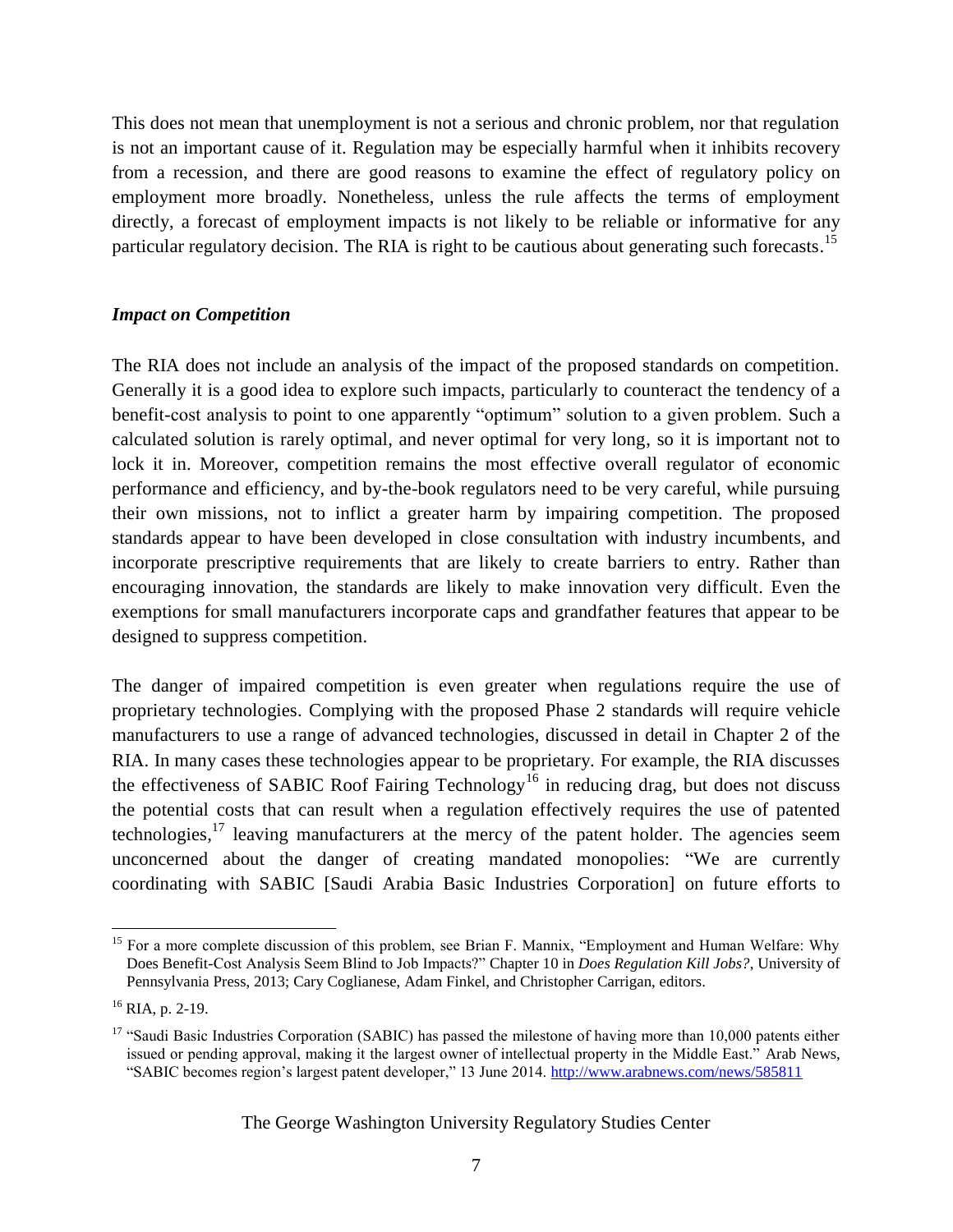This does not mean that unemployment is not a serious and chronic problem, nor that regulation is not an important cause of it. Regulation may be especially harmful when it inhibits recovery from a recession, and there are good reasons to examine the effect of regulatory policy on employment more broadly. Nonetheless, unless the rule affects the terms of employment directly, a forecast of employment impacts is not likely to be reliable or informative for any particular regulatory decision. The RIA is right to be cautious about generating such forecasts.[15]

### *Impact on Competition*

The RIA does not include an analysis of the impact of the proposed standards on competition. Generally it is a good idea to explore such impacts, particularly to counteract the tendency of a benefit-cost analysis to point to one apparently "optimum" solution to a given problem. Such a calculated solution is rarely optimal, and never optimal for very long, so it is important not to lock it in. Moreover, competition remains the most effective overall regulator of economic performance and efficiency, and by-the-book regulators need to be very careful, while pursuing their own missions, not to inflict a greater harm by impairing competition. The proposed standards appear to have been developed in close consultation with industry incumbents, and incorporate prescriptive requirements that are likely to create barriers to entry. Rather than encouraging innovation, the standards are likely to make innovation very difficult. Even the exemptions for small manufacturers incorporate caps and grandfather features that appear to be designed to suppress competition.

The danger of impaired competition is even greater when regulations require the use of proprietary technologies. Complying with the proposed Phase 2 standards will require vehicle manufacturers to use a range of advanced technologies, discussed in detail in Chapter 2 of the RIA. In many cases these technologies appear to be proprietary. For example, the RIA discusses the effectiveness of SABIC Roof Fairing Technology[16] in reducing drag, but does not discuss the potential costs that can result when a regulation effectively requires the use of patented technologies,[17] leaving manufacturers at the mercy of the patent holder. The agencies seem unconcerned about the danger of creating mandated monopolies: "We are currently coordinating with SABIC [Saudi Arabia Basic Industries Corporation] on future efforts to

---

[15] For a more complete discussion of this problem, see Brian F. Mannix, "Employment and Human Welfare: Why Does Benefit-Cost Analysis Seem Blind to Job Impacts?" Chapter 10 in *Does Regulation Kill Jobs?*, University of Pennsylvania Press, 2013; Cary Coglianese, Adam Finkel, and Christopher Carrigan, editors.

[16] RIA, p. 2-19.

[17] "Saudi Basic Industries Corporation (SABIC) has passed the milestone of having more than 10,000 patents either issued or pending approval, making it the largest owner of intellectual property in the Middle East." Arab News, "SABIC becomes region's largest patent developer," 13 June 2014. http://www.arabnews.com/news/585811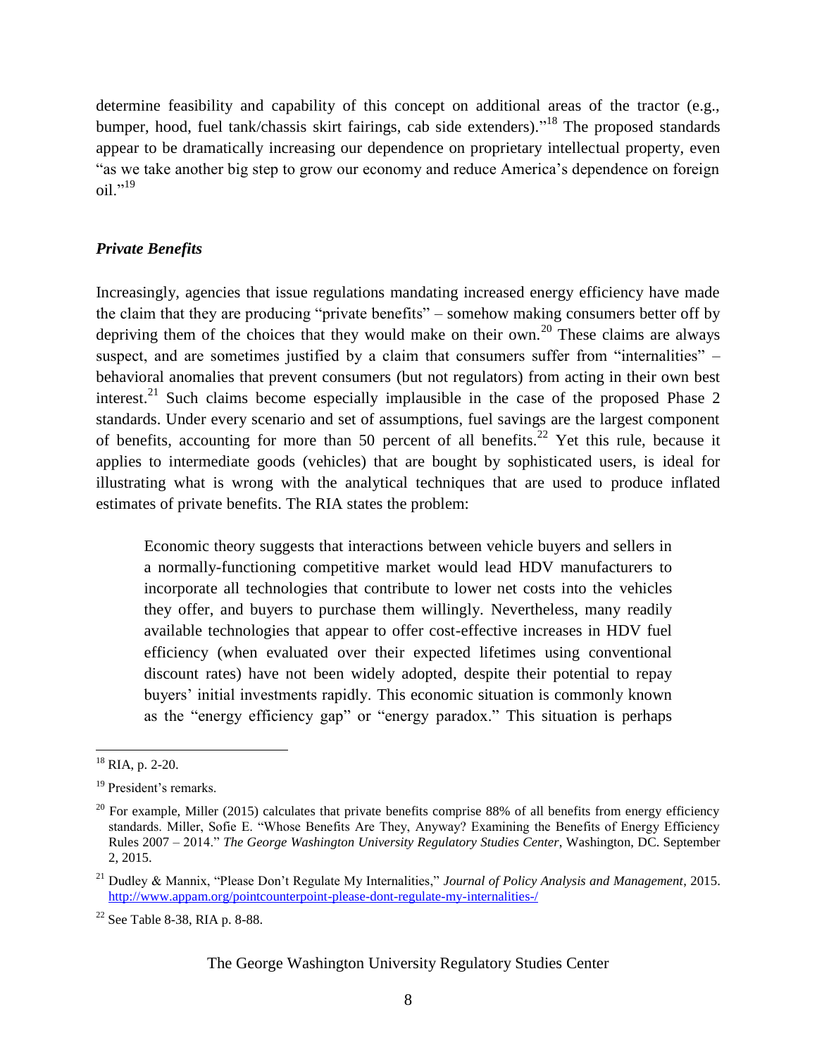determine feasibility and capability of this concept on additional areas of the tractor (e.g., bumper, hood, fuel tank/chassis skirt fairings, cab side extenders)."[18] The proposed standards appear to be dramatically increasing our dependence on proprietary intellectual property, even "as we take another big step to grow our economy and reduce America's dependence on foreign oil."[19]

### *Private Benefits*

Increasingly, agencies that issue regulations mandating increased energy efficiency have made the claim that they are producing "private benefits" – somehow making consumers better off by depriving them of the choices that they would make on their own.[20] These claims are always suspect, and are sometimes justified by a claim that consumers suffer from "internalities" – behavioral anomalies that prevent consumers (but not regulators) from acting in their own best interest.[21] Such claims become especially implausible in the case of the proposed Phase 2 standards. Under every scenario and set of assumptions, fuel savings are the largest component of benefits, accounting for more than 50 percent of all benefits.[22] Yet this rule, because it applies to intermediate goods (vehicles) that are bought by sophisticated users, is ideal for illustrating what is wrong with the analytical techniques that are used to produce inflated estimates of private benefits. The RIA states the problem:

> Economic theory suggests that interactions between vehicle buyers and sellers in a normally-functioning competitive market would lead HDV manufacturers to incorporate all technologies that contribute to lower net costs into the vehicles they offer, and buyers to purchase them willingly. Nevertheless, many readily available technologies that appear to offer cost-effective increases in HDV fuel efficiency (when evaluated over their expected lifetimes using conventional discount rates) have not been widely adopted, despite their potential to repay buyers' initial investments rapidly. This economic situation is commonly known as the "energy efficiency gap" or "energy paradox." This situation is perhaps

---

[18] RIA, p. 2-20.

[19] President's remarks.

[20] For example, Miller (2015) calculates that private benefits comprise 88% of all benefits from energy efficiency standards. Miller, Sofie E. "Whose Benefits Are They, Anyway? Examining the Benefits of Energy Efficiency Rules 2007 – 2014." *The George Washington University Regulatory Studies Center*, Washington, DC. September 2, 2015.

[21] Dudley & Mannix, "Please Don't Regulate My Internalities," *Journal of Policy Analysis and Management*, 2015. http://www.appam.org/pointcounterpoint-please-dont-regulate-my-internalities-/

[22] See Table 8-38, RIA p. 8-88.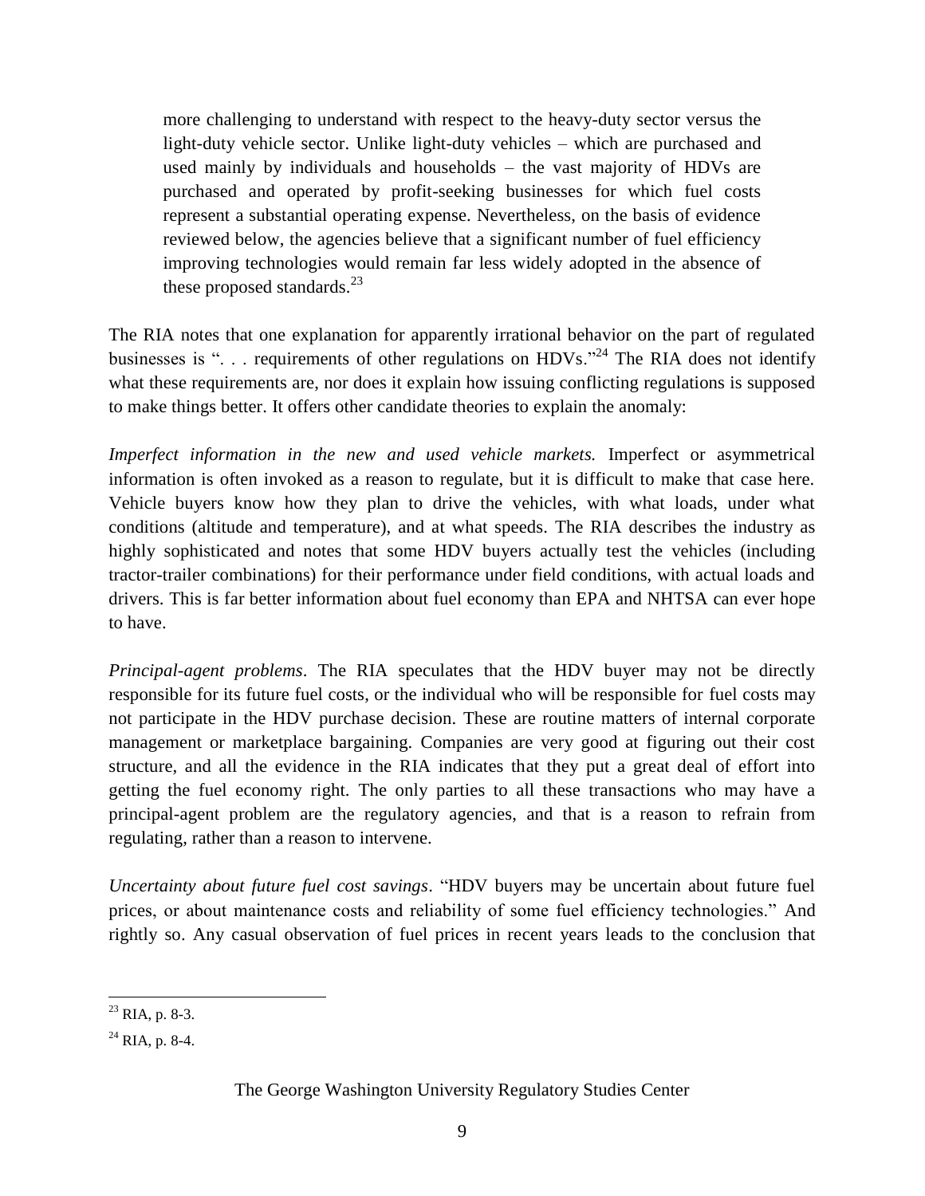> more challenging to understand with respect to the heavy-duty sector versus the light-duty vehicle sector. Unlike light-duty vehicles – which are purchased and used mainly by individuals and households – the vast majority of HDVs are purchased and operated by profit-seeking businesses for which fuel costs represent a substantial operating expense. Nevertheless, on the basis of evidence reviewed below, the agencies believe that a significant number of fuel efficiency improving technologies would remain far less widely adopted in the absence of these proposed standards.[23]

The RIA notes that one explanation for apparently irrational behavior on the part of regulated businesses is ". . . requirements of other regulations on HDVs."[24] The RIA does not identify what these requirements are, nor does it explain how issuing conflicting regulations is supposed to make things better. It offers other candidate theories to explain the anomaly:

*Imperfect information in the new and used vehicle markets.* Imperfect or asymmetrical information is often invoked as a reason to regulate, but it is difficult to make that case here. Vehicle buyers know how they plan to drive the vehicles, with what loads, under what conditions (altitude and temperature), and at what speeds. The RIA describes the industry as highly sophisticated and notes that some HDV buyers actually test the vehicles (including tractor-trailer combinations) for their performance under field conditions, with actual loads and drivers. This is far better information about fuel economy than EPA and NHTSA can ever hope to have.

*Principal-agent problems*. The RIA speculates that the HDV buyer may not be directly responsible for its future fuel costs, or the individual who will be responsible for fuel costs may not participate in the HDV purchase decision. These are routine matters of internal corporate management or marketplace bargaining. Companies are very good at figuring out their cost structure, and all the evidence in the RIA indicates that they put a great deal of effort into getting the fuel economy right. The only parties to all these transactions who may have a principal-agent problem are the regulatory agencies, and that is a reason to refrain from regulating, rather than a reason to intervene.

*Uncertainty about future fuel cost savings*. "HDV buyers may be uncertain about future fuel prices, or about maintenance costs and reliability of some fuel efficiency technologies." And rightly so. Any casual observation of fuel prices in recent years leads to the conclusion that

---

[23] RIA, p. 8-3.

[24] RIA, p. 8-4.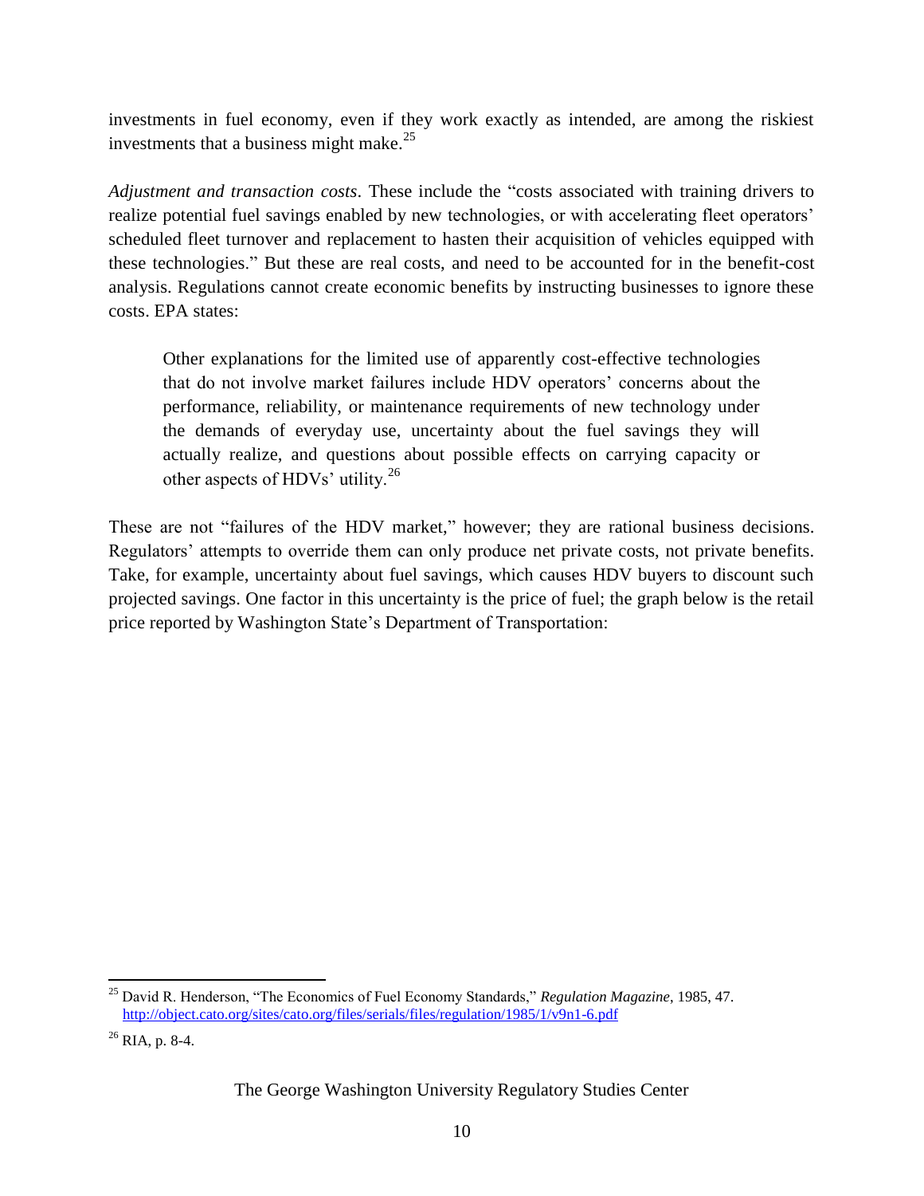investments in fuel economy, even if they work exactly as intended, are among the riskiest investments that a business might make.[25]

*Adjustment and transaction costs*. These include the "costs associated with training drivers to realize potential fuel savings enabled by new technologies, or with accelerating fleet operators' scheduled fleet turnover and replacement to hasten their acquisition of vehicles equipped with these technologies." But these are real costs, and need to be accounted for in the benefit-cost analysis. Regulations cannot create economic benefits by instructing businesses to ignore these costs. EPA states:

> Other explanations for the limited use of apparently cost-effective technologies that do not involve market failures include HDV operators' concerns about the performance, reliability, or maintenance requirements of new technology under the demands of everyday use, uncertainty about the fuel savings they will actually realize, and questions about possible effects on carrying capacity or other aspects of HDVs' utility.[26]

These are not "failures of the HDV market," however; they are rational business decisions. Regulators' attempts to override them can only produce net private costs, not private benefits. Take, for example, uncertainty about fuel savings, which causes HDV buyers to discount such projected savings. One factor in this uncertainty is the price of fuel; the graph below is the retail price reported by Washington State's Department of Transportation:

---

[25] David R. Henderson, "The Economics of Fuel Economy Standards," *Regulation Magazine*, 1985, 47. http://object.cato.org/sites/cato.org/files/serials/files/regulation/1985/1/v9n1-6.pdf

[26] RIA, p. 8-4.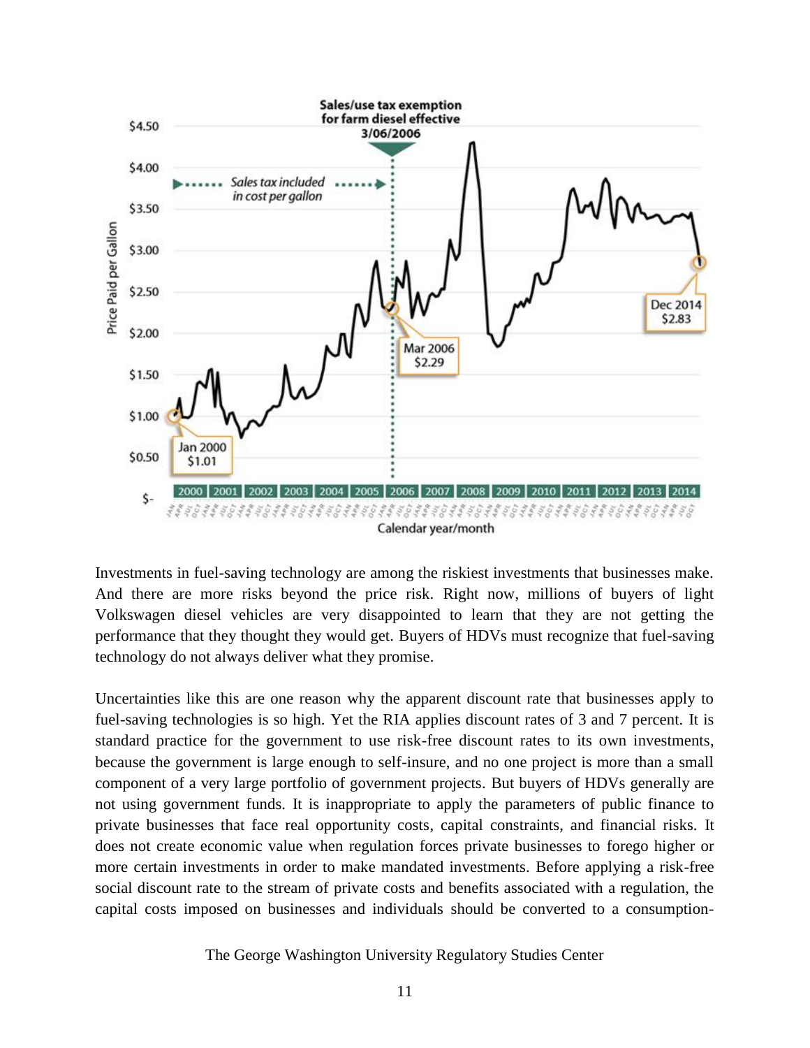Investments in fuel-saving technology are among the riskiest investments that businesses make. And there are more risks beyond the price risk. Right now, millions of buyers of light Volkswagen diesel vehicles are very disappointed to learn that they are not getting the performance that they thought they would get. Buyers of HDVs must recognize that fuel-saving technology do not always deliver what they promise.

Uncertainties like this are one reason why the apparent discount rate that businesses apply to fuel-saving technologies is so high. Yet the RIA applies discount rates of 3 and 7 percent. It is standard practice for the government to use risk-free discount rates to its own investments, because the government is large enough to self-insure, and no one project is more than a small component of a very large portfolio of government projects. But buyers of HDVs generally are not using government funds. It is inappropriate to apply the parameters of public finance to private businesses that face real opportunity costs, capital constraints, and financial risks. It does not create economic value when regulation forces private businesses to forego higher or more certain investments in order to make mandated investments. Before applying a risk-free social discount rate to the stream of private costs and benefits associated with a regulation, the capital costs imposed on businesses and individuals should be converted to a consumption-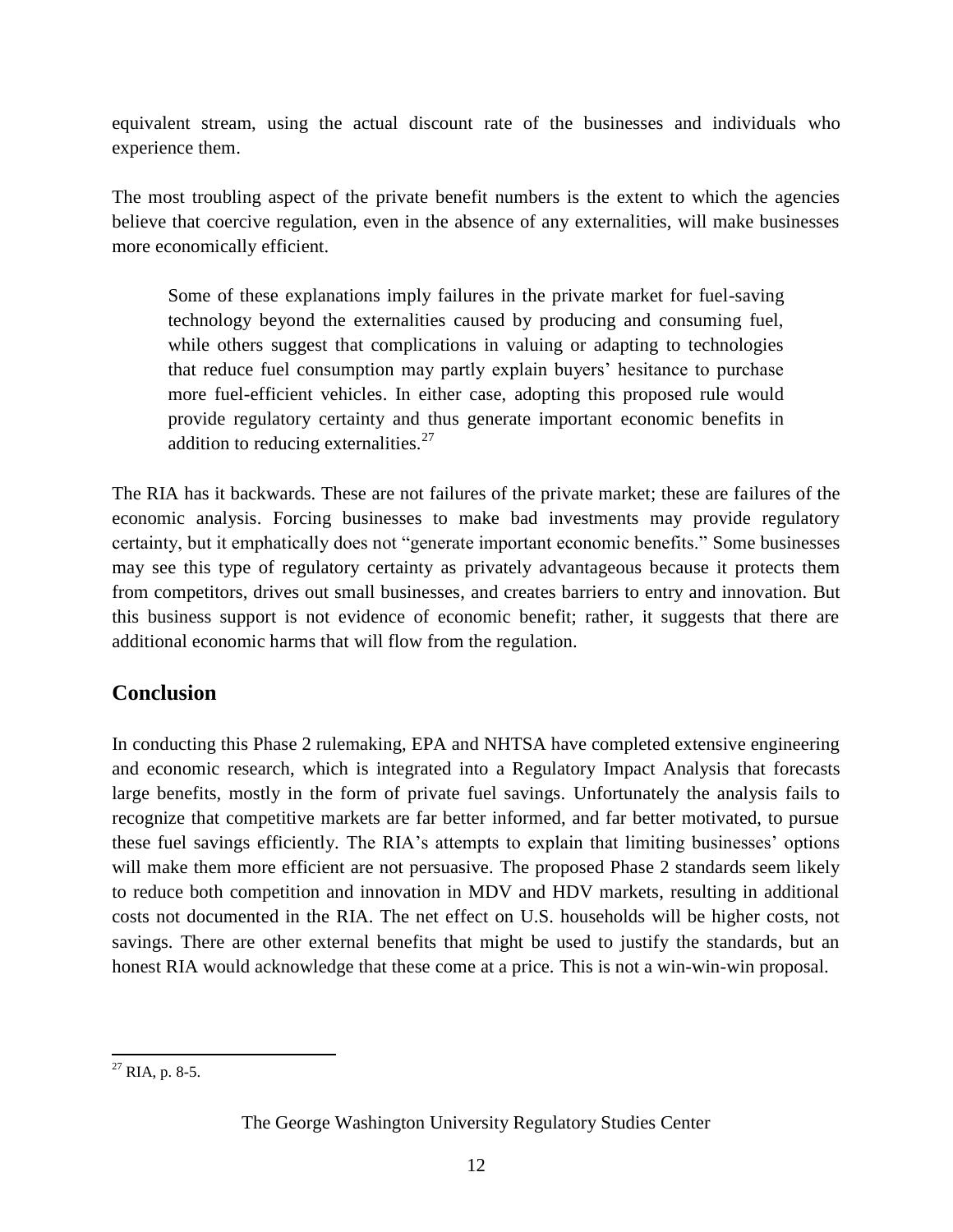equivalent stream, using the actual discount rate of the businesses and individuals who experience them.

The most troubling aspect of the private benefit numbers is the extent to which the agencies believe that coercive regulation, even in the absence of any externalities, will make businesses more economically efficient.

> Some of these explanations imply failures in the private market for fuel-saving technology beyond the externalities caused by producing and consuming fuel, while others suggest that complications in valuing or adapting to technologies that reduce fuel consumption may partly explain buyers' hesitance to purchase more fuel-efficient vehicles. In either case, adopting this proposed rule would provide regulatory certainty and thus generate important economic benefits in addition to reducing externalities.[27]

The RIA has it backwards. These are not failures of the private market; these are failures of the economic analysis. Forcing businesses to make bad investments may provide regulatory certainty, but it emphatically does not "generate important economic benefits." Some businesses may see this type of regulatory certainty as privately advantageous because it protects them from competitors, drives out small businesses, and creates barriers to entry and innovation. But this business support is not evidence of economic benefit; rather, it suggests that there are additional economic harms that will flow from the regulation.

## Conclusion

In conducting this Phase 2 rulemaking, EPA and NHTSA have completed extensive engineering and economic research, which is integrated into a Regulatory Impact Analysis that forecasts large benefits, mostly in the form of private fuel savings. Unfortunately the analysis fails to recognize that competitive markets are far better informed, and far better motivated, to pursue these fuel savings efficiently. The RIA's attempts to explain that limiting businesses' options will make them more efficient are not persuasive. The proposed Phase 2 standards seem likely to reduce both competition and innovation in MDV and HDV markets, resulting in additional costs not documented in the RIA. The net effect on U.S. households will be higher costs, not savings. There are other external benefits that might be used to justify the standards, but an honest RIA would acknowledge that these come at a price. This is not a win-win-win proposal.

---

[27] RIA, p. 8-5.